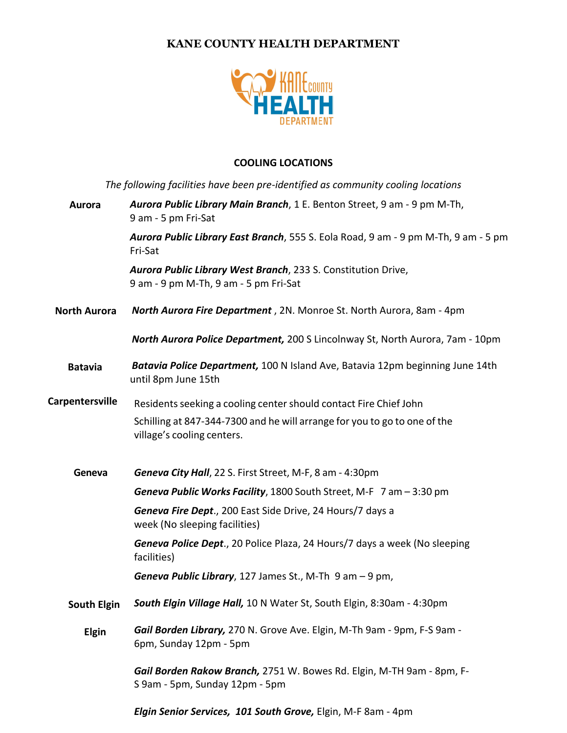# KANE COUNTY HEALTH DEPARTMENT

## COOLING LOCATIONS

*The following facilities have been pre-identified as community cooling locations*

**Aurora**

***Aurora Public Library Main Branch***, 1 E. Benton Street, 9 am - 9 pm M-Th, 9 am - 5 pm Fri-Sat

***Aurora Public Library East Branch***, 555 S. Eola Road, 9 am - 9 pm M-Th, 9 am - 5 pm Fri-Sat

***Aurora Public Library West Branch***, 233 S. Constitution Drive, 9 am - 9 pm M-Th, 9 am - 5 pm Fri-Sat

**North Aurora**

***North Aurora Fire Department*** , 2N. Monroe St. North Aurora, 8am - 4pm

***North Aurora Police Department,*** 200 S Lincolnway St, North Aurora, 7am - 10pm

**Batavia**

***Batavia Police Department,*** 100 N Island Ave, Batavia 12pm beginning June 14th until 8pm June 15th

**Carpentersville**

Residents seeking a cooling center should contact Fire Chief John Schilling at 847-344-7300 and he will arrange for you to go to one of the village's cooling centers.

**Geneva**

***Geneva City Hall***, 22 S. First Street, M-F, 8 am - 4:30pm

***Geneva Public Works Facility***, 1800 South Street, M-F 7 am – 3:30 pm

***Geneva Fire Dept***., 200 East Side Drive, 24 Hours/7 days a week (No sleeping facilities)

***Geneva Police Dept***., 20 Police Plaza, 24 Hours/7 days a week (No sleeping facilities)

***Geneva Public Library***, 127 James St., M-Th 9 am – 9 pm,

**South Elgin**

***South Elgin Village Hall,*** 10 N Water St, South Elgin, 8:30am - 4:30pm

**Elgin**

***Gail Borden Library,*** 270 N. Grove Ave. Elgin, M-Th 9am - 9pm, F-S 9am - 6pm, Sunday 12pm - 5pm

***Gail Borden Rakow Branch,*** 2751 W. Bowes Rd. Elgin, M-TH 9am - 8pm, F-S 9am - 5pm, Sunday 12pm - 5pm

***Elgin Senior Services, 101 South Grove,*** Elgin, M-F 8am - 4pm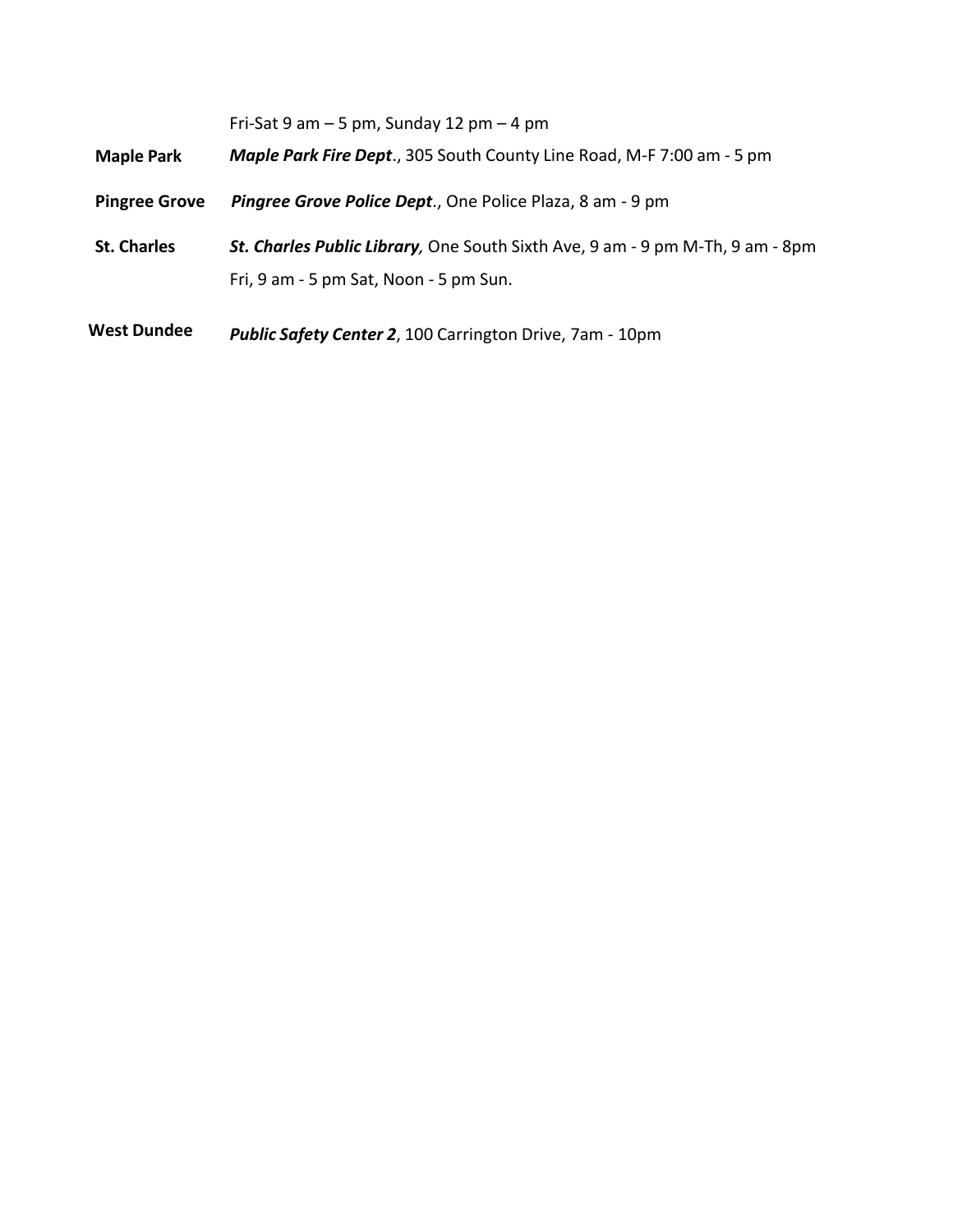Fri-Sat 9 am – 5 pm, Sunday 12 pm – 4 pm

**Maple Park** ***Maple Park Fire Dept***., 305 South County Line Road, M-F 7:00 am - 5 pm

**Pingree Grove** ***Pingree Grove Police Dept***., One Police Plaza, 8 am - 9 pm

**St. Charles** ***St. Charles Public Library****,* One South Sixth Ave, 9 am - 9 pm M-Th, 9 am - 8pm Fri, 9 am - 5 pm Sat, Noon - 5 pm Sun.

**West Dundee** ***Public Safety Center 2***, 100 Carrington Drive, 7am - 10pm